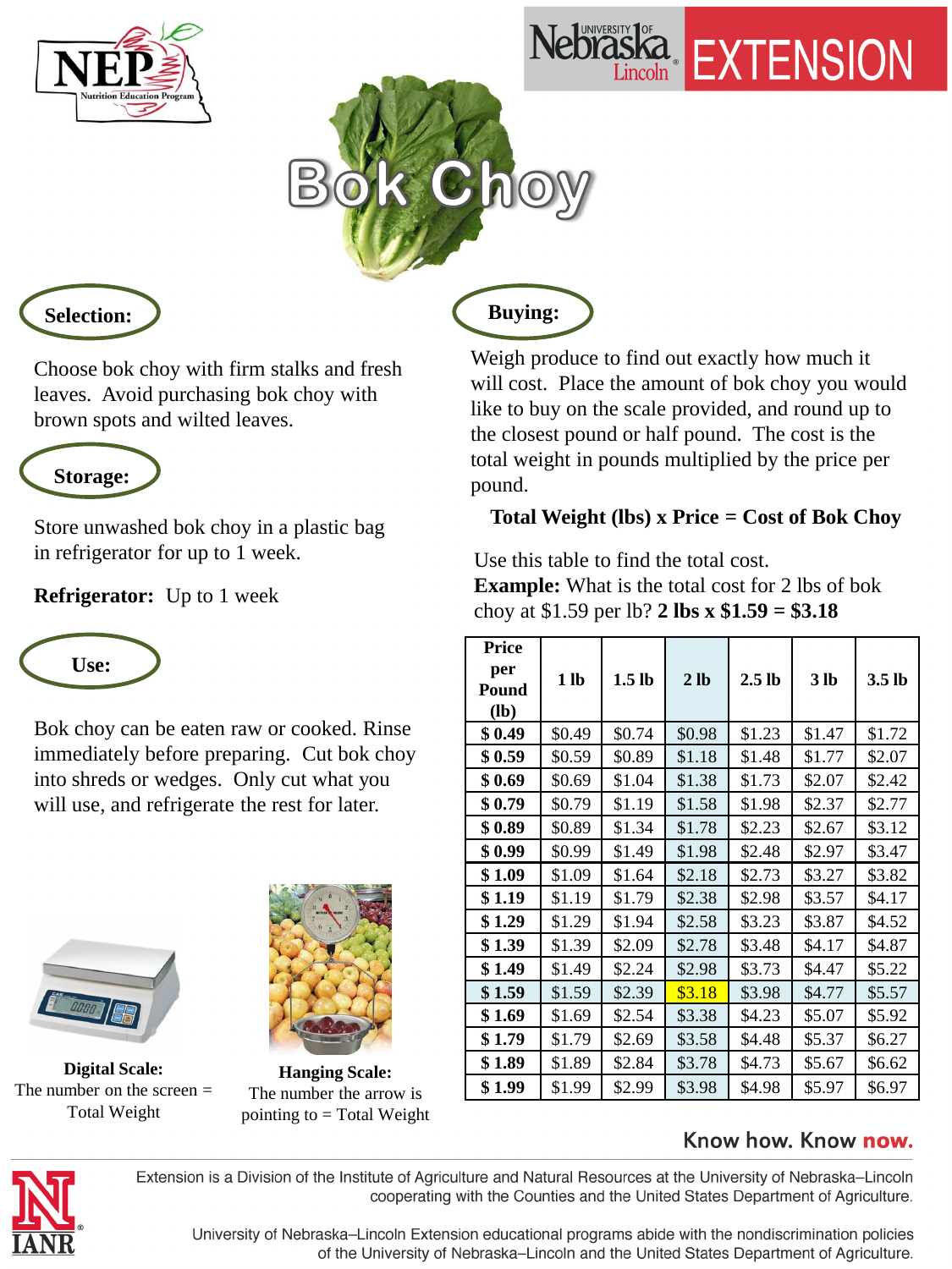# Bok Choy

## Selection:

Choose bok choy with firm stalks and fresh leaves. Avoid purchasing bok choy with brown spots and wilted leaves.

## Storage:

Store unwashed bok choy in a plastic bag in refrigerator for up to 1 week.

**Refrigerator:** Up to 1 week

## Use:

Bok choy can be eaten raw or cooked. Rinse immediately before preparing. Cut bok choy into shreds or wedges. Only cut what you will use, and refrigerate the rest for later.

## Buying:

Weigh produce to find out exactly how much it will cost. Place the amount of bok choy you would like to buy on the scale provided, and round up to the closest pound or half pound. The cost is the total weight in pounds multiplied by the price per pound.

**Total Weight (lbs) x Price = Cost of Bok Choy**

Use this table to find the total cost.
**Example:** What is the total cost for 2 lbs of bok choy at $1.59 per lb? **2 lbs x $1.59 = $3.18**

| Price per Pound (lb) | 1 lb | 1.5 lb | 2 lb | 2.5 lb | 3 lb | 3.5 lb |
|---|---|---|---|---|---|---|
| $ 0.49 | $0.49 | $0.74 | $0.98 | $1.23 | $1.47 | $1.72 |
| $ 0.59 | $0.59 | $0.89 | $1.18 | $1.48 | $1.77 | $2.07 |
| $ 0.69 | $0.69 | $1.04 | $1.38 | $1.73 | $2.07 | $2.42 |
| $ 0.79 | $0.79 | $1.19 | $1.58 | $1.98 | $2.37 | $2.77 |
| $ 0.89 | $0.89 | $1.34 | $1.78 | $2.23 | $2.67 | $3.12 |
| $ 0.99 | $0.99 | $1.49 | $1.98 | $2.48 | $2.97 | $3.47 |
| $ 1.09 | $1.09 | $1.64 | $2.18 | $2.73 | $3.27 | $3.82 |
| $ 1.19 | $1.19 | $1.79 | $2.38 | $2.98 | $3.57 | $4.17 |
| $ 1.29 | $1.29 | $1.94 | $2.58 | $3.23 | $3.87 | $4.52 |
| $ 1.39 | $1.39 | $2.09 | $2.78 | $3.48 | $4.17 | $4.87 |
| $ 1.49 | $1.49 | $2.24 | $2.98 | $3.73 | $4.47 | $5.22 |
| $ 1.59 | $1.59 | $2.39 | $3.18 | $3.98 | $4.77 | $5.57 |
| $ 1.69 | $1.69 | $2.54 | $3.38 | $4.23 | $5.07 | $5.92 |
| $ 1.79 | $1.79 | $2.69 | $3.58 | $4.48 | $5.37 | $6.27 |
| $ 1.89 | $1.89 | $2.84 | $3.78 | $4.73 | $5.67 | $6.62 |
| $ 1.99 | $1.99 | $2.99 | $3.98 | $4.98 | $5.97 | $6.97 |

**Digital Scale:** The number on the screen = Total Weight

**Hanging Scale:** The number the arrow is pointing to = Total Weight

Know how. Know **now.**

Extension is a Division of the Institute of Agriculture and Natural Resources at the University of Nebraska–Lincoln cooperating with the Counties and the United States Department of Agriculture.

University of Nebraska–Lincoln Extension educational programs abide with the nondiscrimination policies of the University of Nebraska–Lincoln and the United States Department of Agriculture.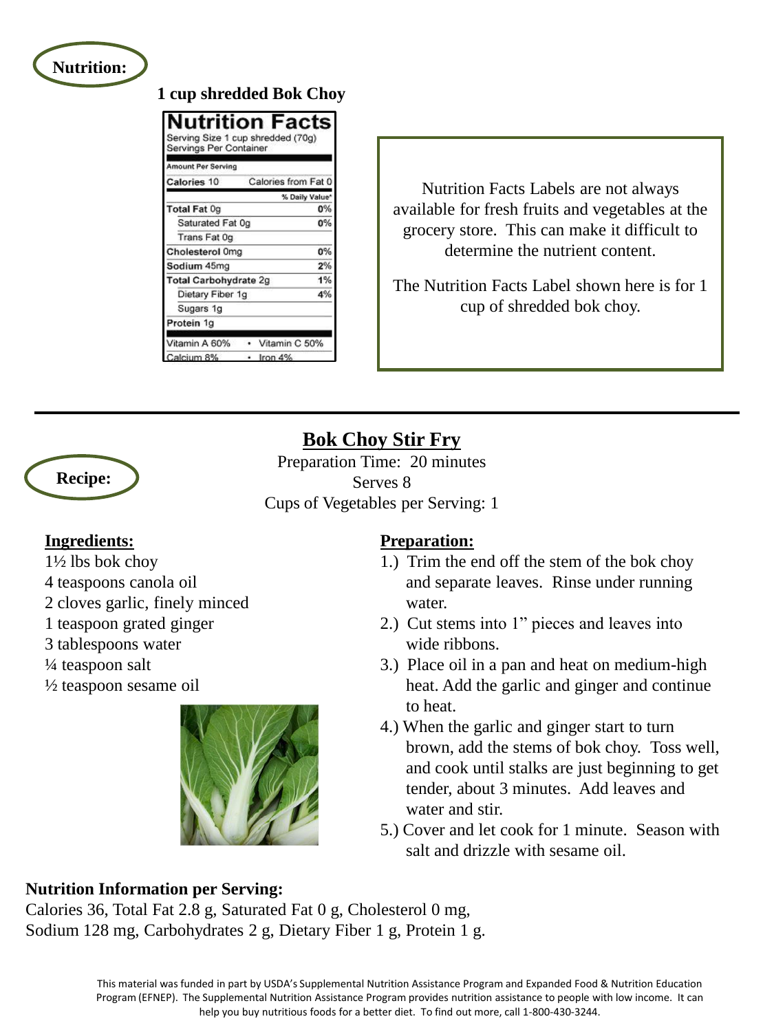**Nutrition:**

**1 cup shredded Bok Choy**

**Nutrition Facts**
Serving Size 1 cup shredded (70g)
Servings Per Container

| Amount Per Serving | |
|---|---|
| **Calories** 10 | Calories from Fat 0 |
| | % Daily Value* |
| **Total Fat** 0g | 0% |
| Saturated Fat 0g | 0% |
| Trans Fat 0g | |
| **Cholesterol** 0mg | 0% |
| **Sodium** 45mg | 2% |
| **Total Carbohydrate** 2g | 1% |
| Dietary Fiber 1g | 4% |
| Sugars 1g | |
| **Protein** 1g | |
| Vitamin A 60% | Vitamin C 50% |
| Calcium 8% | Iron 4% |

Nutrition Facts Labels are not always available for fresh fruits and vegetables at the grocery store. This can make it difficult to determine the nutrient content.

The Nutrition Facts Label shown here is for 1 cup of shredded bok choy.

---

**Recipe:**

## Bok Choy Stir Fry

Preparation Time: 20 minutes
Serves 8
Cups of Vegetables per Serving: 1

**Ingredients:**

1½ lbs bok choy
4 teaspoons canola oil
2 cloves garlic, finely minced
1 teaspoon grated ginger
3 tablespoons water
¼ teaspoon salt
½ teaspoon sesame oil

**Preparation:**

1.) Trim the end off the stem of the bok choy and separate leaves. Rinse under running water.
2.) Cut stems into 1" pieces and leaves into wide ribbons.
3.) Place oil in a pan and heat on medium-high heat. Add the garlic and ginger and continue to heat.
4.) When the garlic and ginger start to turn brown, add the stems of bok choy. Toss well, and cook until stalks are just beginning to get tender, about 3 minutes. Add leaves and water and stir.
5.) Cover and let cook for 1 minute. Season with salt and drizzle with sesame oil.

**Nutrition Information per Serving:**
Calories 36, Total Fat 2.8 g, Saturated Fat 0 g, Cholesterol 0 mg, Sodium 128 mg, Carbohydrates 2 g, Dietary Fiber 1 g, Protein 1 g.

This material was funded in part by USDA's Supplemental Nutrition Assistance Program and Expanded Food & Nutrition Education Program (EFNEP). The Supplemental Nutrition Assistance Program provides nutrition assistance to people with low income. It can help you buy nutritious foods for a better diet. To find out more, call 1-800-430-3244.